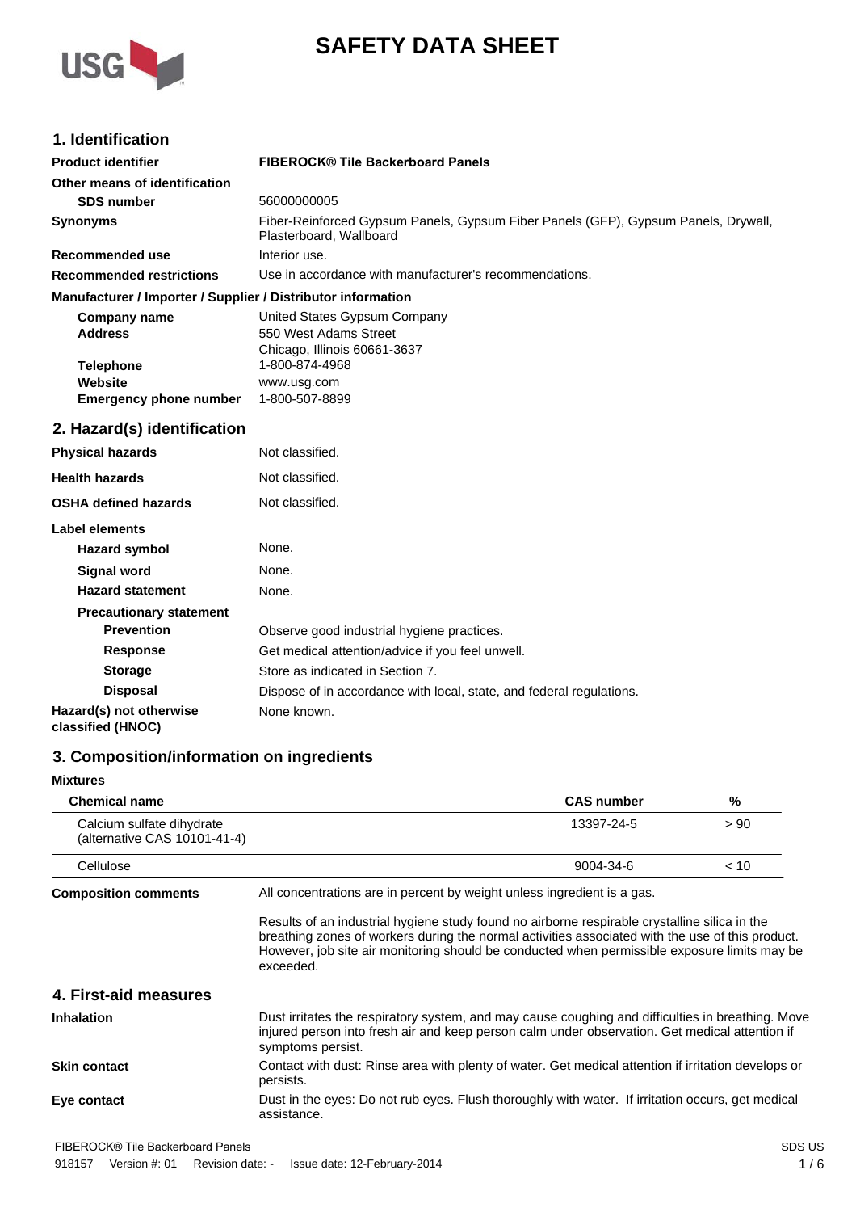# SAFETY DATA SHEET

## 1. Identification

| | |
|---|---|
| **Product identifier** | **FIBEROCK® Tile Backerboard Panels** |
| **Other means of identification** | |
| **SDS number** | 56000000005 |
| **Synonyms** | Fiber-Reinforced Gypsum Panels, Gypsum Fiber Panels (GFP), Gypsum Panels, Drywall, Plasterboard, Wallboard |
| **Recommended use** | Interior use. |
| **Recommended restrictions** | Use in accordance with manufacturer's recommendations. |

**Manufacturer / Importer / Supplier / Distributor information**

| | |
|---|---|
| **Company name** | United States Gypsum Company |
| **Address** | 550 West Adams Street<br>Chicago, Illinois 60661-3637 |
| **Telephone** | 1-800-874-4968 |
| **Website** | www.usg.com |
| **Emergency phone number** | 1-800-507-8899 |

## 2. Hazard(s) identification

| | |
|---|---|
| **Physical hazards** | Not classified. |
| **Health hazards** | Not classified. |
| **OSHA defined hazards** | Not classified. |

**Label elements**

| | |
|---|---|
| **Hazard symbol** | None. |
| **Signal word** | None. |
| **Hazard statement** | None. |

**Precautionary statement**

| | |
|---|---|
| **Prevention** | Observe good industrial hygiene practices. |
| **Response** | Get medical attention/advice if you feel unwell. |
| **Storage** | Store as indicated in Section 7. |
| **Disposal** | Dispose of in accordance with local, state, and federal regulations. |
| **Hazard(s) not otherwise classified (HNOC)** | None known. |

## 3. Composition/information on ingredients

**Mixtures**

| Chemical name | CAS number | % |
|---|---|---|
| Calcium sulfate dihydrate (alternative CAS 10101-41-4) | 13397-24-5 | > 90 |
| Cellulose | 9004-34-6 | < 10 |

**Composition comments**

All concentrations are in percent by weight unless ingredient is a gas.

Results of an industrial hygiene study found no airborne respirable crystalline silica in the breathing zones of workers during the normal activities associated with the use of this product. However, job site air monitoring should be conducted when permissible exposure limits may be exceeded.

## 4. First-aid measures

| | |
|---|---|
| **Inhalation** | Dust irritates the respiratory system, and may cause coughing and difficulties in breathing. Move injured person into fresh air and keep person calm under observation. Get medical attention if symptoms persist. |
| **Skin contact** | Contact with dust: Rinse area with plenty of water. Get medical attention if irritation develops or persists. |
| **Eye contact** | Dust in the eyes: Do not rub eyes. Flush thoroughly with water. If irritation occurs, get medical assistance. |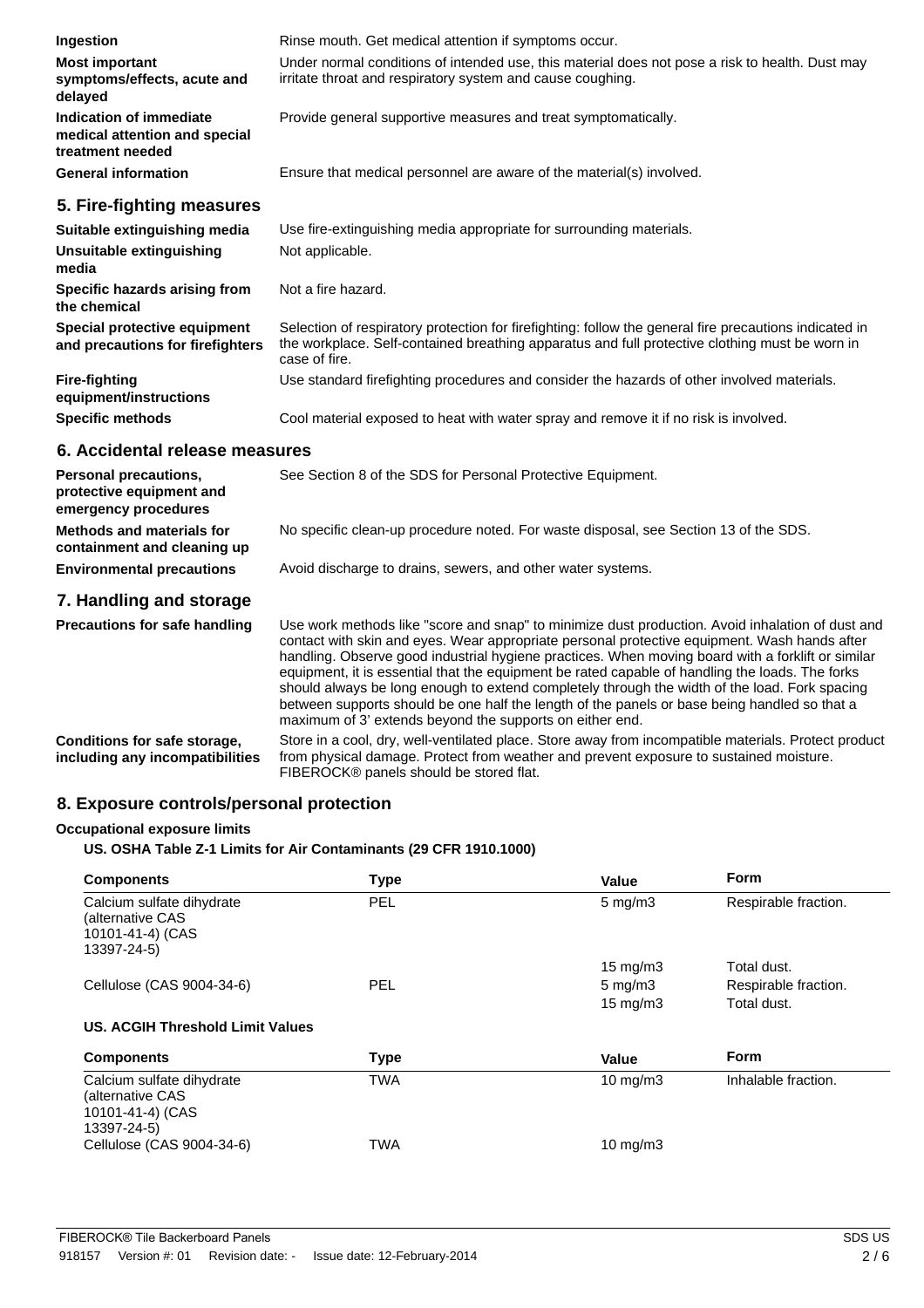| | |
|---|---|
| **Ingestion** | Rinse mouth. Get medical attention if symptoms occur. |
| **Most important symptoms/effects, acute and delayed** | Under normal conditions of intended use, this material does not pose a risk to health. Dust may irritate throat and respiratory system and cause coughing. |
| **Indication of immediate medical attention and special treatment needed** | Provide general supportive measures and treat symptomatically. |
| **General information** | Ensure that medical personnel are aware of the material(s) involved. |

## 5. Fire-fighting measures

| | |
|---|---|
| **Suitable extinguishing media** | Use fire-extinguishing media appropriate for surrounding materials. |
| **Unsuitable extinguishing media** | Not applicable. |
| **Specific hazards arising from the chemical** | Not a fire hazard. |
| **Special protective equipment and precautions for firefighters** | Selection of respiratory protection for firefighting: follow the general fire precautions indicated in the workplace. Self-contained breathing apparatus and full protective clothing must be worn in case of fire. |
| **Fire-fighting equipment/instructions** | Use standard firefighting procedures and consider the hazards of other involved materials. |
| **Specific methods** | Cool material exposed to heat with water spray and remove it if no risk is involved. |

## 6. Accidental release measures

| | |
|---|---|
| **Personal precautions, protective equipment and emergency procedures** | See Section 8 of the SDS for Personal Protective Equipment. |
| **Methods and materials for containment and cleaning up** | No specific clean-up procedure noted. For waste disposal, see Section 13 of the SDS. |
| **Environmental precautions** | Avoid discharge to drains, sewers, and other water systems. |

## 7. Handling and storage

| | |
|---|---|
| **Precautions for safe handling** | Use work methods like "score and snap" to minimize dust production. Avoid inhalation of dust and contact with skin and eyes. Wear appropriate personal protective equipment. Wash hands after handling. Observe good industrial hygiene practices. When moving board with a forklift or similar equipment, it is essential that the equipment be rated capable of handling the loads. The forks should always be long enough to extend completely through the width of the load. Fork spacing between supports should be one half the length of the panels or base being handled so that a maximum of 3' extends beyond the supports on either end. |
| **Conditions for safe storage, including any incompatibilities** | Store in a cool, dry, well-ventilated place. Store away from incompatible materials. Protect product from physical damage. Protect from weather and prevent exposure to sustained moisture. FIBEROCK® panels should be stored flat. |

## 8. Exposure controls/personal protection

**Occupational exposure limits**

**US. OSHA Table Z-1 Limits for Air Contaminants (29 CFR 1910.1000)**

| Components | Type | Value | Form |
|---|---|---|---|
| Calcium sulfate dihydrate (alternative CAS 10101-41-4) (CAS 13397-24-5) | PEL | 5 mg/m3 | Respirable fraction. |
| | | 15 mg/m3 | Total dust. |
| Cellulose (CAS 9004-34-6) | PEL | 5 mg/m3 | Respirable fraction. |
| | | 15 mg/m3 | Total dust. |

**US. ACGIH Threshold Limit Values**

| Components | Type | Value | Form |
|---|---|---|---|
| Calcium sulfate dihydrate (alternative CAS 10101-41-4) (CAS 13397-24-5) | TWA | 10 mg/m3 | Inhalable fraction. |
| Cellulose (CAS 9004-34-6) | TWA | 10 mg/m3 | |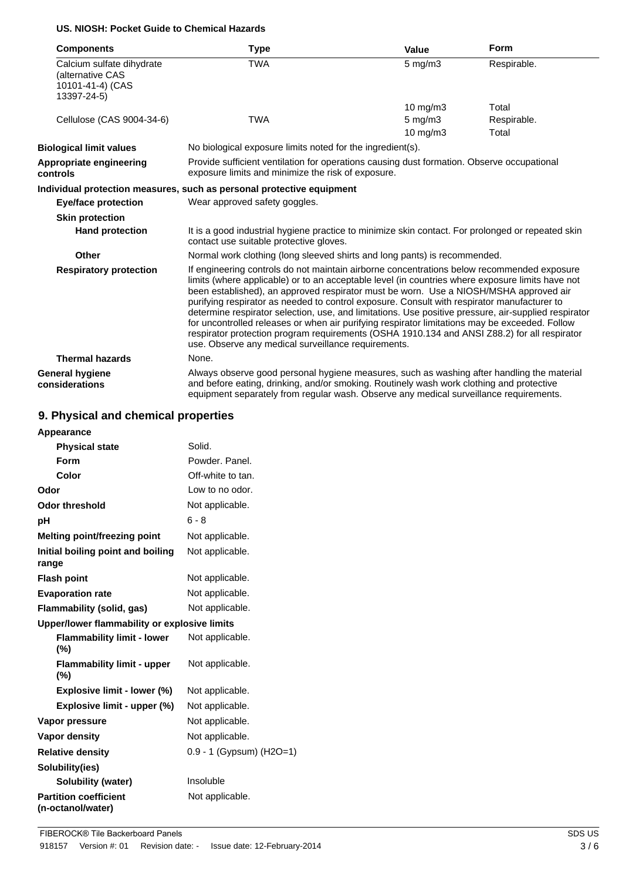**US. NIOSH: Pocket Guide to Chemical Hazards**

| Components | Type | Value | Form |
|---|---|---|---|
| Calcium sulfate dihydrate (alternative CAS 10101-41-4) (CAS 13397-24-5) | TWA | 5 mg/m3 | Respirable. |
| | | 10 mg/m3 | Total |
| Cellulose (CAS 9004-34-6) | TWA | 5 mg/m3 | Respirable. |
| | | 10 mg/m3 | Total |

**Biological limit values**
No biological exposure limits noted for the ingredient(s).

**Appropriate engineering controls**
Provide sufficient ventilation for operations causing dust formation. Observe occupational exposure limits and minimize the risk of exposure.

**Individual protection measures, such as personal protective equipment**

**Eye/face protection**
Wear approved safety goggles.

**Skin protection**

**Hand protection**
It is a good industrial hygiene practice to minimize skin contact. For prolonged or repeated skin contact use suitable protective gloves.

**Other**
Normal work clothing (long sleeved shirts and long pants) is recommended.

**Respiratory protection**
If engineering controls do not maintain airborne concentrations below recommended exposure limits (where applicable) or to an acceptable level (in countries where exposure limits have not been established), an approved respirator must be worn. Use a NIOSH/MSHA approved air purifying respirator as needed to control exposure. Consult with respirator manufacturer to determine respirator selection, use, and limitations. Use positive pressure, air-supplied respirator for uncontrolled releases or when air purifying respirator limitations may be exceeded. Follow respirator protection program requirements (OSHA 1910.134 and ANSI Z88.2) for all respirator use. Observe any medical surveillance requirements.

**Thermal hazards**
None.

**General hygiene considerations**
Always observe good personal hygiene measures, such as washing after handling the material and before eating, drinking, and/or smoking. Routinely wash work clothing and protective equipment separately from regular wash. Observe any medical surveillance requirements.

## 9. Physical and chemical properties

**Appearance**

| | |
|---|---|
| **Physical state** | Solid. |
| **Form** | Powder. Panel. |
| **Color** | Off-white to tan. |
| **Odor** | Low to no odor. |
| **Odor threshold** | Not applicable. |
| **pH** | 6 - 8 |
| **Melting point/freezing point** | Not applicable. |
| **Initial boiling point and boiling range** | Not applicable. |
| **Flash point** | Not applicable. |
| **Evaporation rate** | Not applicable. |
| **Flammability (solid, gas)** | Not applicable. |
| **Upper/lower flammability or explosive limits** | |
| **Flammability limit - lower (%)** | Not applicable. |
| **Flammability limit - upper (%)** | Not applicable. |
| **Explosive limit - lower (%)** | Not applicable. |
| **Explosive limit - upper (%)** | Not applicable. |
| **Vapor pressure** | Not applicable. |
| **Vapor density** | Not applicable. |
| **Relative density** | 0.9 - 1 (Gypsum) (H2O=1) |
| **Solubility(ies)** | |
| **Solubility (water)** | Insoluble |
| **Partition coefficient (n-octanol/water)** | Not applicable. |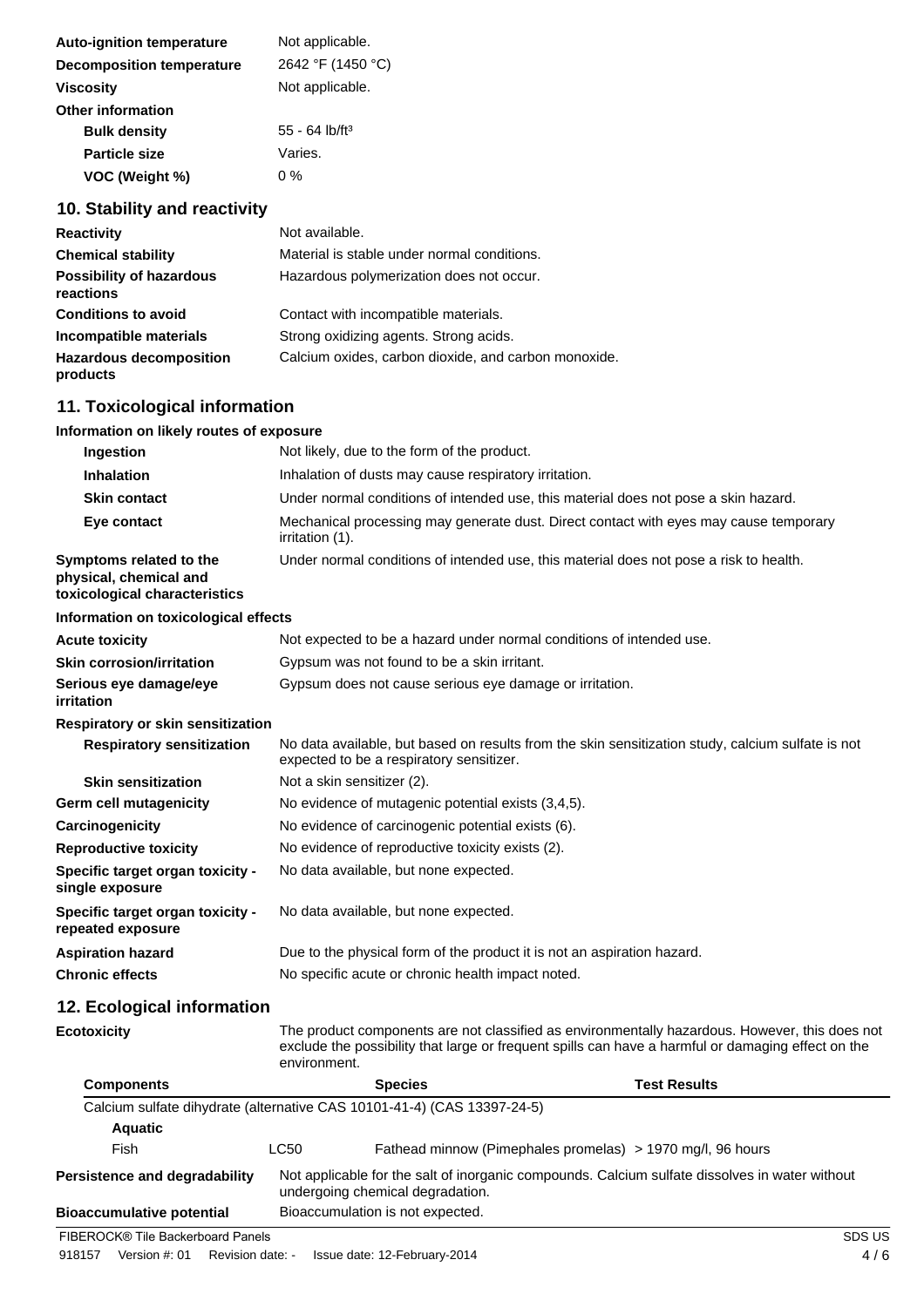| | |
|---|---|
| **Auto-ignition temperature** | Not applicable. |
| **Decomposition temperature** | 2642 °F (1450 °C) |
| **Viscosity** | Not applicable. |
| **Other information** | |
| **Bulk density** | 55 - 64 lb/ft³ |
| **Particle size** | Varies. |
| **VOC (Weight %)** | 0 % |

## 10. Stability and reactivity

| | |
|---|---|
| **Reactivity** | Not available. |
| **Chemical stability** | Material is stable under normal conditions. |
| **Possibility of hazardous reactions** | Hazardous polymerization does not occur. |
| **Conditions to avoid** | Contact with incompatible materials. |
| **Incompatible materials** | Strong oxidizing agents. Strong acids. |
| **Hazardous decomposition products** | Calcium oxides, carbon dioxide, and carbon monoxide. |

## 11. Toxicological information

**Information on likely routes of exposure**

| | |
|---|---|
| **Ingestion** | Not likely, due to the form of the product. |
| **Inhalation** | Inhalation of dusts may cause respiratory irritation. |
| **Skin contact** | Under normal conditions of intended use, this material does not pose a skin hazard. |
| **Eye contact** | Mechanical processing may generate dust. Direct contact with eyes may cause temporary irritation (1). |
| **Symptoms related to the physical, chemical and toxicological characteristics** | Under normal conditions of intended use, this material does not pose a risk to health. |

**Information on toxicological effects**

| | |
|---|---|
| **Acute toxicity** | Not expected to be a hazard under normal conditions of intended use. |
| **Skin corrosion/irritation** | Gypsum was not found to be a skin irritant. |
| **Serious eye damage/eye irritation** | Gypsum does not cause serious eye damage or irritation. |
| **Respiratory or skin sensitization** | |
| **Respiratory sensitization** | No data available, but based on results from the skin sensitization study, calcium sulfate is not expected to be a respiratory sensitizer. |
| **Skin sensitization** | Not a skin sensitizer (2). |
| **Germ cell mutagenicity** | No evidence of mutagenic potential exists (3,4,5). |
| **Carcinogenicity** | No evidence of carcinogenic potential exists (6). |
| **Reproductive toxicity** | No evidence of reproductive toxicity exists (2). |
| **Specific target organ toxicity - single exposure** | No data available, but none expected. |
| **Specific target organ toxicity - repeated exposure** | No data available, but none expected. |
| **Aspiration hazard** | Due to the physical form of the product it is not an aspiration hazard. |
| **Chronic effects** | No specific acute or chronic health impact noted. |

## 12. Ecological information

**Ecotoxicity** The product components are not classified as environmentally hazardous. However, this does not exclude the possibility that large or frequent spills can have a harmful or damaging effect on the environment.

| Components | | Species | Test Results |
|---|---|---|---|
| Calcium sulfate dihydrate (alternative CAS 10101-41-4) (CAS 13397-24-5) | | | |
| **Aquatic** | | | |
| Fish | LC50 | Fathead minnow (Pimephales promelas) | > 1970 mg/l, 96 hours |

| | |
|---|---|
| **Persistence and degradability** | Not applicable for the salt of inorganic compounds. Calcium sulfate dissolves in water without undergoing chemical degradation. |
| **Bioaccumulative potential** | Bioaccumulation is not expected. |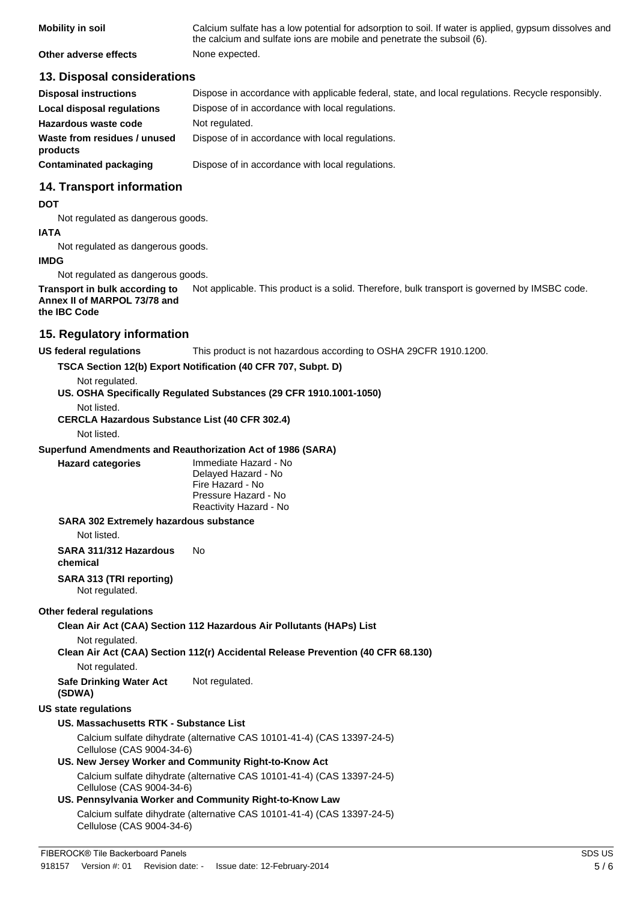| | |
|---|---|
| **Mobility in soil** | Calcium sulfate has a low potential for adsorption to soil. If water is applied, gypsum dissolves and the calcium and sulfate ions are mobile and penetrate the subsoil (6). |
| **Other adverse effects** | None expected. |

## 13. Disposal considerations

| | |
|---|---|
| **Disposal instructions** | Dispose in accordance with applicable federal, state, and local regulations. Recycle responsibly. |
| **Local disposal regulations** | Dispose of in accordance with local regulations. |
| **Hazardous waste code** | Not regulated. |
| **Waste from residues / unused products** | Dispose of in accordance with local regulations. |
| **Contaminated packaging** | Dispose of in accordance with local regulations. |

## 14. Transport information

**DOT**

Not regulated as dangerous goods.

**IATA**

Not regulated as dangerous goods.

**IMDG**

Not regulated as dangerous goods.

**Transport in bulk according to Annex II of MARPOL 73/78 and the IBC Code** Not applicable. This product is a solid. Therefore, bulk transport is governed by IMSBC code.

## 15. Regulatory information

**US federal regulations** This product is not hazardous according to OSHA 29CFR 1910.1200.

**TSCA Section 12(b) Export Notification (40 CFR 707, Subpt. D)**

Not regulated.

**US. OSHA Specifically Regulated Substances (29 CFR 1910.1001-1050)**

Not listed.

**CERCLA Hazardous Substance List (40 CFR 302.4)**

Not listed.

**Superfund Amendments and Reauthorization Act of 1986 (SARA)**

**Hazard categories**
Immediate Hazard - No
Delayed Hazard - No
Fire Hazard - No
Pressure Hazard - No
Reactivity Hazard - No

**SARA 302 Extremely hazardous substance**

Not listed.

**SARA 311/312 Hazardous chemical** No

**SARA 313 (TRI reporting)**

Not regulated.

**Other federal regulations**

**Clean Air Act (CAA) Section 112 Hazardous Air Pollutants (HAPs) List**

Not regulated.

**Clean Air Act (CAA) Section 112(r) Accidental Release Prevention (40 CFR 68.130)**

Not regulated.

**Safe Drinking Water Act (SDWA)** Not regulated.

**US state regulations**

**US. Massachusetts RTK - Substance List**

Calcium sulfate dihydrate (alternative CAS 10101-41-4) (CAS 13397-24-5)
Cellulose (CAS 9004-34-6)

**US. New Jersey Worker and Community Right-to-Know Act**

Calcium sulfate dihydrate (alternative CAS 10101-41-4) (CAS 13397-24-5)
Cellulose (CAS 9004-34-6)

**US. Pennsylvania Worker and Community Right-to-Know Law**

Calcium sulfate dihydrate (alternative CAS 10101-41-4) (CAS 13397-24-5)
Cellulose (CAS 9004-34-6)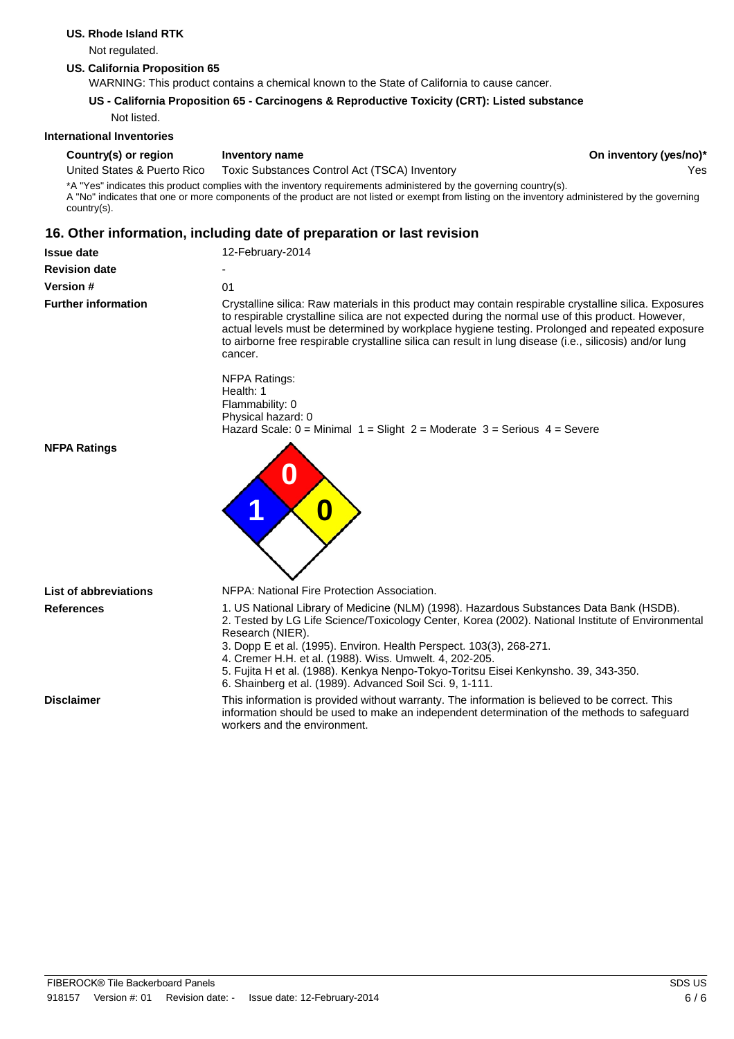**US. Rhode Island RTK**

Not regulated.

**US. California Proposition 65**

WARNING: This product contains a chemical known to the State of California to cause cancer.

**US - California Proposition 65 - Carcinogens & Reproductive Toxicity (CRT): Listed substance**

Not listed.

**International Inventories**

| Country(s) or region | Inventory name | On inventory (yes/no)* |
| --- | --- | --- |
| United States & Puerto Rico | Toxic Substances Control Act (TSCA) Inventory | Yes |

*A "Yes" indicates this product complies with the inventory requirements administered by the governing country(s).
A "No" indicates that one or more components of the product are not listed or exempt from listing on the inventory administered by the governing country(s).

## 16. Other information, including date of preparation or last revision

**Issue date** 12-February-2014

**Revision date** -

**Version #** 01

**Further information**

Crystalline silica: Raw materials in this product may contain respirable crystalline silica. Exposures to respirable crystalline silica are not expected during the normal use of this product. However, actual levels must be determined by workplace hygiene testing. Prolonged and repeated exposure to airborne free respirable crystalline silica can result in lung disease (i.e., silicosis) and/or lung cancer.

NFPA Ratings:
Health: 1
Flammability: 0
Physical hazard: 0
Hazard Scale: 0 = Minimal 1 = Slight 2 = Moderate 3 = Serious 4 = Severe

**NFPA Ratings**

0
1
0

**List of abbreviations** NFPA: National Fire Protection Association.

**References**

1. US National Library of Medicine (NLM) (1998). Hazardous Substances Data Bank (HSDB).
2. Tested by LG Life Science/Toxicology Center, Korea (2002). National Institute of Environmental Research (NIER).
3. Dopp E et al. (1995). Environ. Health Perspect. 103(3), 268-271.
4. Cremer H.H. et al. (1988). Wiss. Umwelt. 4, 202-205.
5. Fujita H et al. (1988). Kenkya Nenpo-Tokyo-Toritsu Eisei Kenkynsho. 39, 343-350.
6. Shainberg et al. (1989). Advanced Soil Sci. 9, 1-111.

**Disclaimer**

This information is provided without warranty. The information is believed to be correct. This information should be used to make an independent determination of the methods to safeguard workers and the environment.